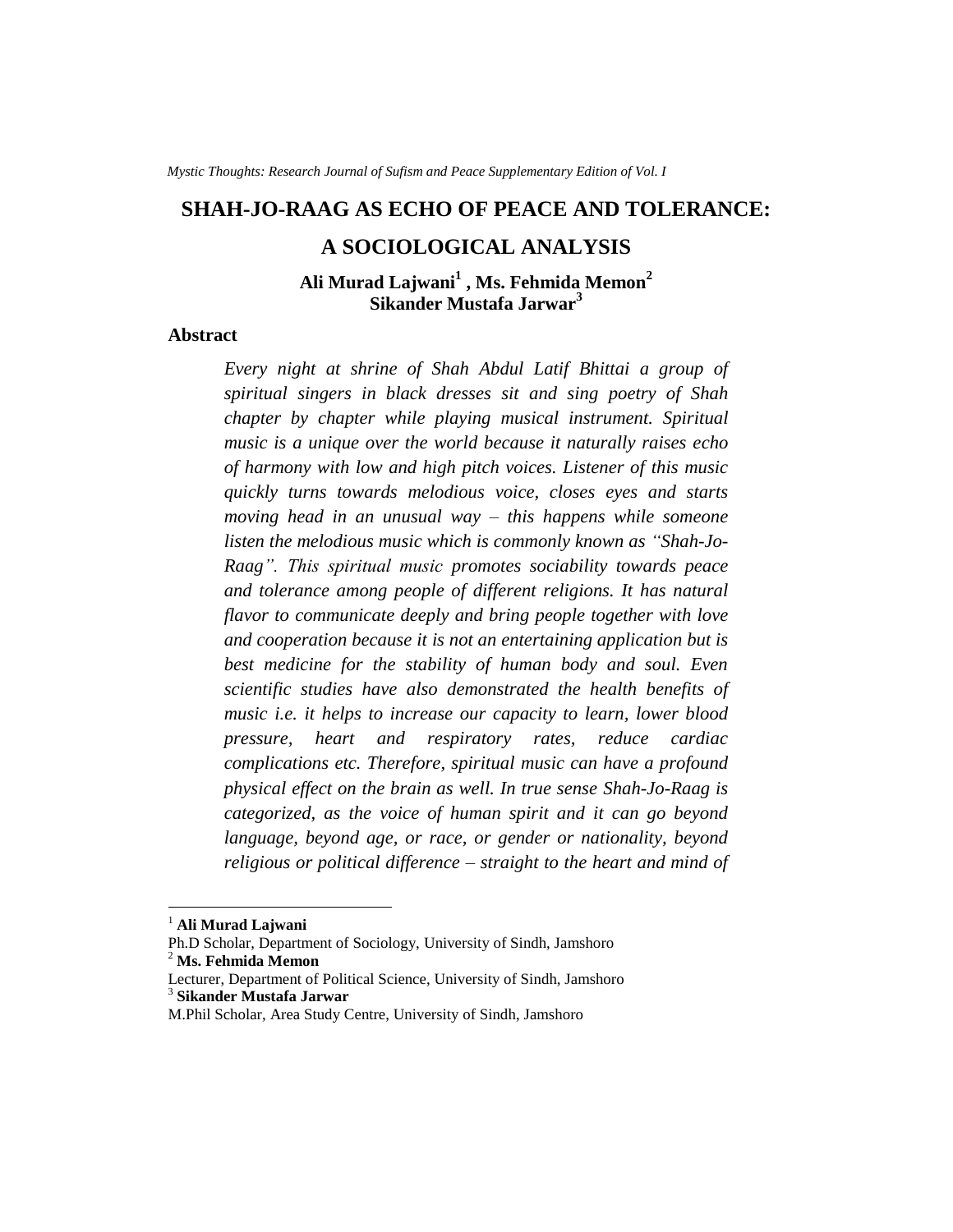# SHAH-JO-RAAG AS ECHO OF PEACE AND TOLERANCE: A SOCIOLOGICAL ANALYSIS

**Ali Murad Lajwani[1] , Ms. Fehmida Memon[2]**
**Sikander Mustafa Jarwar[3]**

## Abstract

*Every night at shrine of Shah Abdul Latif Bhittai a group of spiritual singers in black dresses sit and sing poetry of Shah chapter by chapter while playing musical instrument. Spiritual music is a unique over the world because it naturally raises echo of harmony with low and high pitch voices. Listener of this music quickly turns towards melodious voice, closes eyes and starts moving head in an unusual way – this happens while someone listen the melodious music which is commonly known as "Shah-Jo-Raag". This spiritual music promotes sociability towards peace and tolerance among people of different religions. It has natural flavor to communicate deeply and bring people together with love and cooperation because it is not an entertaining application but is best medicine for the stability of human body and soul. Even scientific studies have also demonstrated the health benefits of music i.e. it helps to increase our capacity to learn, lower blood pressure, heart and respiratory rates, reduce cardiac complications etc. Therefore, spiritual music can have a profound physical effect on the brain as well. In true sense Shah-Jo-Raag is categorized, as the voice of human spirit and it can go beyond language, beyond age, or race, or gender or nationality, beyond religious or political difference – straight to the heart and mind of*

---

[1] **Ali Murad Lajwani**
Ph.D Scholar, Department of Sociology, University of Sindh, Jamshoro

[2] **Ms. Fehmida Memon**
Lecturer, Department of Political Science, University of Sindh, Jamshoro

[3] **Sikander Mustafa Jarwar**
M.Phil Scholar, Area Study Centre, University of Sindh, Jamshoro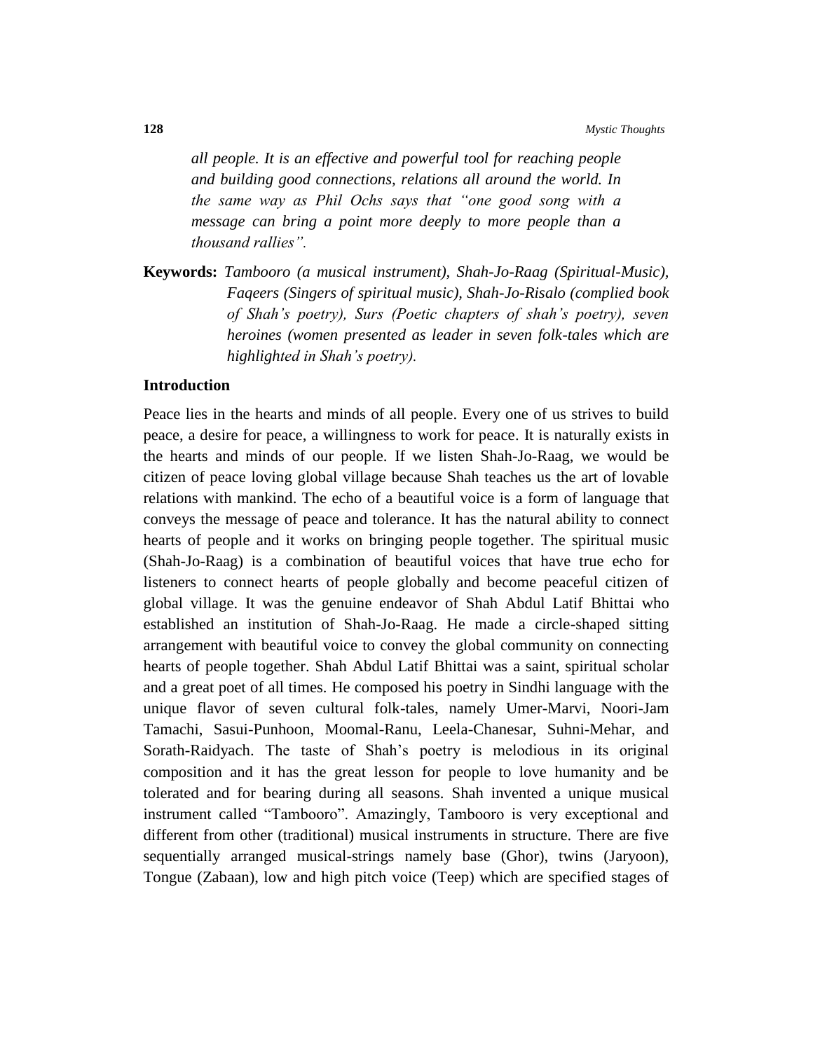*all people. It is an effective and powerful tool for reaching people and building good connections, relations all around the world. In the same way as Phil Ochs says that "one good song with a message can bring a point more deeply to more people than a thousand rallies".*

**Keywords:** *Tambooro (a musical instrument), Shah-Jo-Raag (Spiritual-Music), Faqeers (Singers of spiritual music), Shah-Jo-Risalo (complied book of Shah's poetry), Surs (Poetic chapters of shah's poetry), seven heroines (women presented as leader in seven folk-tales which are highlighted in Shah's poetry).*

## Introduction

Peace lies in the hearts and minds of all people. Every one of us strives to build peace, a desire for peace, a willingness to work for peace. It is naturally exists in the hearts and minds of our people. If we listen Shah-Jo-Raag, we would be citizen of peace loving global village because Shah teaches us the art of lovable relations with mankind. The echo of a beautiful voice is a form of language that conveys the message of peace and tolerance. It has the natural ability to connect hearts of people and it works on bringing people together. The spiritual music (Shah-Jo-Raag) is a combination of beautiful voices that have true echo for listeners to connect hearts of people globally and become peaceful citizen of global village. It was the genuine endeavor of Shah Abdul Latif Bhittai who established an institution of Shah-Jo-Raag. He made a circle-shaped sitting arrangement with beautiful voice to convey the global community on connecting hearts of people together. Shah Abdul Latif Bhittai was a saint, spiritual scholar and a great poet of all times. He composed his poetry in Sindhi language with the unique flavor of seven cultural folk-tales, namely Umer-Marvi, Noori-Jam Tamachi, Sasui-Punhoon, Moomal-Ranu, Leela-Chanesar, Suhni-Mehar, and Sorath-Raidyach. The taste of Shah's poetry is melodious in its original composition and it has the great lesson for people to love humanity and be tolerated and for bearing during all seasons. Shah invented a unique musical instrument called "Tambooro". Amazingly, Tambooro is very exceptional and different from other (traditional) musical instruments in structure. There are five sequentially arranged musical-strings namely base (Ghor), twins (Jaryoon), Tongue (Zabaan), low and high pitch voice (Teep) which are specified stages of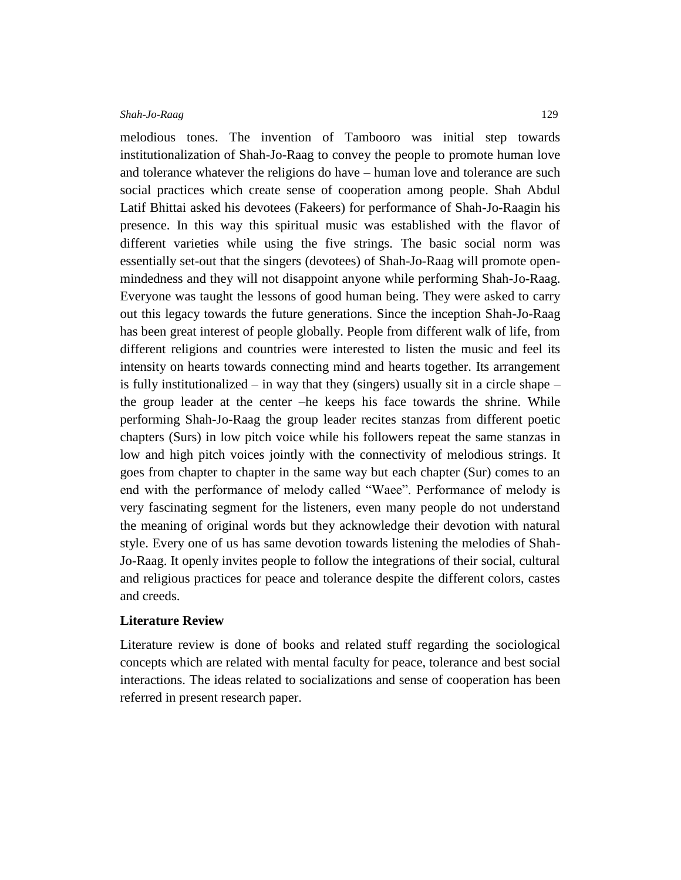melodious tones. The invention of Tambooro was initial step towards institutionalization of Shah-Jo-Raag to convey the people to promote human love and tolerance whatever the religions do have – human love and tolerance are such social practices which create sense of cooperation among people. Shah Abdul Latif Bhittai asked his devotees (Fakeers) for performance of Shah-Jo-Raagin his presence. In this way this spiritual music was established with the flavor of different varieties while using the five strings. The basic social norm was essentially set-out that the singers (devotees) of Shah-Jo-Raag will promote open-mindedness and they will not disappoint anyone while performing Shah-Jo-Raag. Everyone was taught the lessons of good human being. They were asked to carry out this legacy towards the future generations. Since the inception Shah-Jo-Raag has been great interest of people globally. People from different walk of life, from different religions and countries were interested to listen the music and feel its intensity on hearts towards connecting mind and hearts together. Its arrangement is fully institutionalized – in way that they (singers) usually sit in a circle shape – the group leader at the center –he keeps his face towards the shrine. While performing Shah-Jo-Raag the group leader recites stanzas from different poetic chapters (Surs) in low pitch voice while his followers repeat the same stanzas in low and high pitch voices jointly with the connectivity of melodious strings. It goes from chapter to chapter in the same way but each chapter (Sur) comes to an end with the performance of melody called "Waee". Performance of melody is very fascinating segment for the listeners, even many people do not understand the meaning of original words but they acknowledge their devotion with natural style. Every one of us has same devotion towards listening the melodies of Shah-Jo-Raag. It openly invites people to follow the integrations of their social, cultural and religious practices for peace and tolerance despite the different colors, castes and creeds.

## Literature Review

Literature review is done of books and related stuff regarding the sociological concepts which are related with mental faculty for peace, tolerance and best social interactions. The ideas related to socializations and sense of cooperation has been referred in present research paper.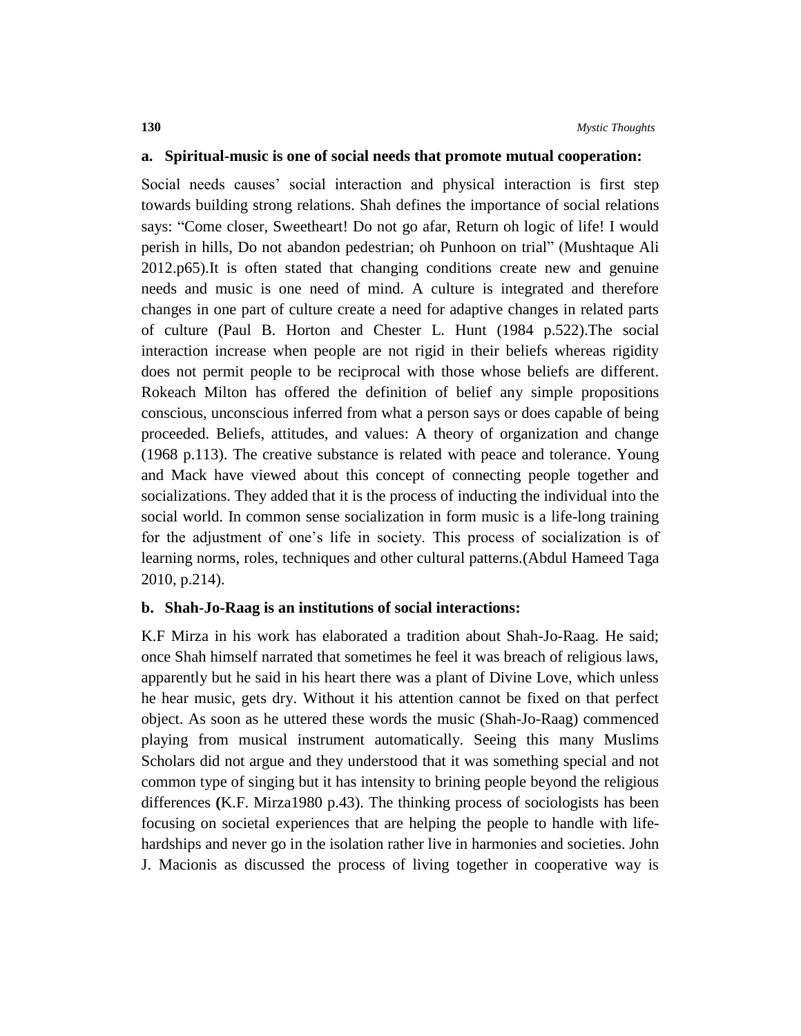**a. Spiritual-music is one of social needs that promote mutual cooperation:**

Social needs causes' social interaction and physical interaction is first step towards building strong relations. Shah defines the importance of social relations says: "Come closer, Sweetheart! Do not go afar, Return oh logic of life! I would perish in hills, Do not abandon pedestrian; oh Punhoon on trial" (Mushtaque Ali 2012.p65).It is often stated that changing conditions create new and genuine needs and music is one need of mind. A culture is integrated and therefore changes in one part of culture create a need for adaptive changes in related parts of culture (Paul B. Horton and Chester L. Hunt (1984 p.522).The social interaction increase when people are not rigid in their beliefs whereas rigidity does not permit people to be reciprocal with those whose beliefs are different. Rokeach Milton has offered the definition of belief any simple propositions conscious, unconscious inferred from what a person says or does capable of being proceeded. Beliefs, attitudes, and values: A theory of organization and change (1968 p.113). The creative substance is related with peace and tolerance. Young and Mack have viewed about this concept of connecting people together and socializations. They added that it is the process of inducting the individual into the social world. In common sense socialization in form music is a life-long training for the adjustment of one's life in society. This process of socialization is of learning norms, roles, techniques and other cultural patterns.(Abdul Hameed Taga 2010, p.214).

**b. Shah-Jo-Raag is an institutions of social interactions:**

K.F Mirza in his work has elaborated a tradition about Shah-Jo-Raag. He said; once Shah himself narrated that sometimes he feel it was breach of religious laws, apparently but he said in his heart there was a plant of Divine Love, which unless he hear music, gets dry. Without it his attention cannot be fixed on that perfect object. As soon as he uttered these words the music (Shah-Jo-Raag) commenced playing from musical instrument automatically. Seeing this many Muslims Scholars did not argue and they understood that it was something special and not common type of singing but it has intensity to brining people beyond the religious differences **(**K.F. Mirza1980 p.43). The thinking process of sociologists has been focusing on societal experiences that are helping the people to handle with life-hardships and never go in the isolation rather live in harmonies and societies. John J. Macionis as discussed the process of living together in cooperative way is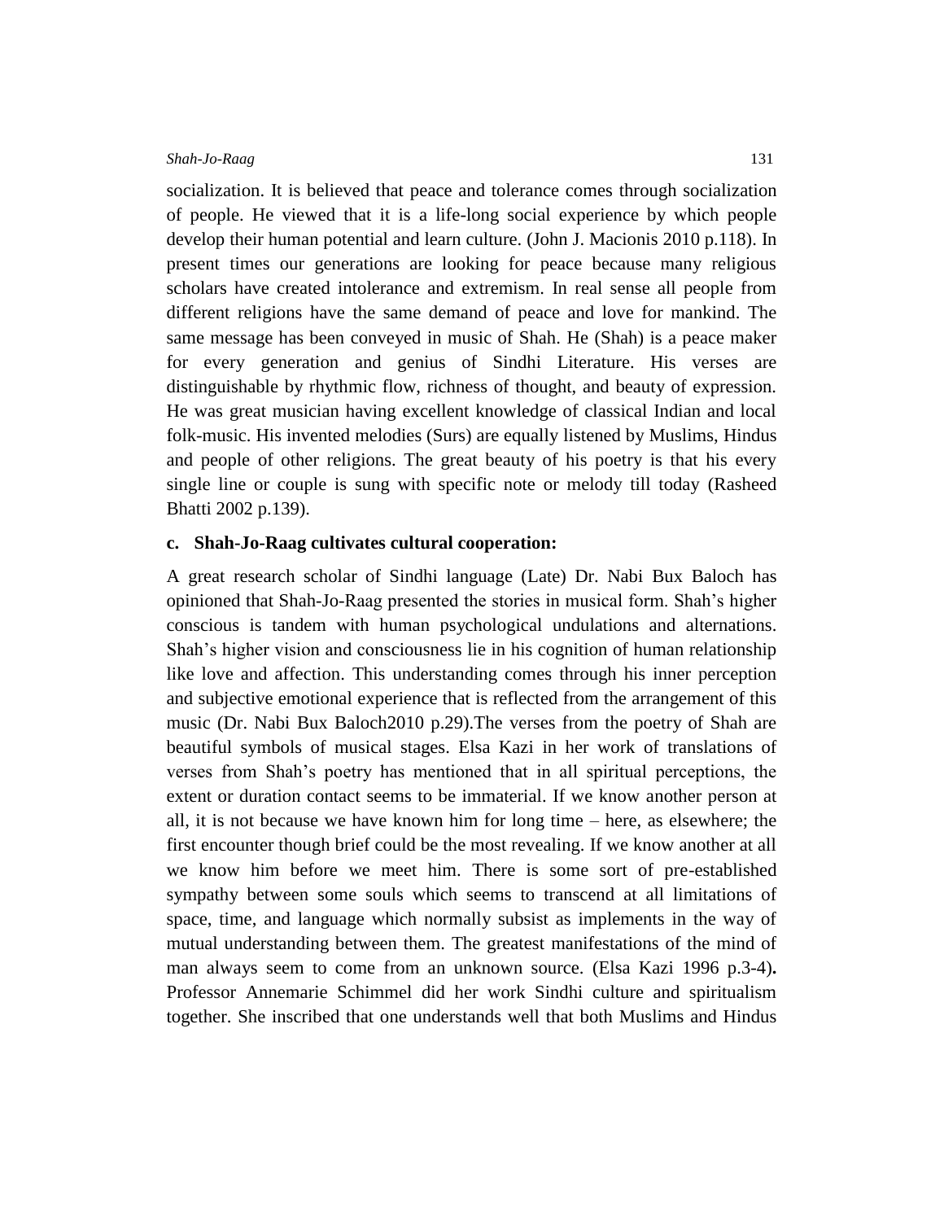socialization. It is believed that peace and tolerance comes through socialization of people. He viewed that it is a life-long social experience by which people develop their human potential and learn culture. (John J. Macionis 2010 p.118). In present times our generations are looking for peace because many religious scholars have created intolerance and extremism. In real sense all people from different religions have the same demand of peace and love for mankind. The same message has been conveyed in music of Shah. He (Shah) is a peace maker for every generation and genius of Sindhi Literature. His verses are distinguishable by rhythmic flow, richness of thought, and beauty of expression. He was great musician having excellent knowledge of classical Indian and local folk-music. His invented melodies (Surs) are equally listened by Muslims, Hindus and people of other religions. The great beauty of his poetry is that his every single line or couple is sung with specific note or melody till today (Rasheed Bhatti 2002 p.139).

#### c. Shah-Jo-Raag cultivates cultural cooperation:

A great research scholar of Sindhi language (Late) Dr. Nabi Bux Baloch has opinioned that Shah-Jo-Raag presented the stories in musical form. Shah's higher conscious is tandem with human psychological undulations and alternations. Shah's higher vision and consciousness lie in his cognition of human relationship like love and affection. This understanding comes through his inner perception and subjective emotional experience that is reflected from the arrangement of this music (Dr. Nabi Bux Baloch2010 p.29).The verses from the poetry of Shah are beautiful symbols of musical stages. Elsa Kazi in her work of translations of verses from Shah's poetry has mentioned that in all spiritual perceptions, the extent or duration contact seems to be immaterial. If we know another person at all, it is not because we have known him for long time – here, as elsewhere; the first encounter though brief could be the most revealing. If we know another at all we know him before we meet him. There is some sort of pre-established sympathy between some souls which seems to transcend at all limitations of space, time, and language which normally subsist as implements in the way of mutual understanding between them. The greatest manifestations of the mind of man always seem to come from an unknown source. (Elsa Kazi 1996 p.3-4)**.** Professor Annemarie Schimmel did her work Sindhi culture and spiritualism together. She inscribed that one understands well that both Muslims and Hindus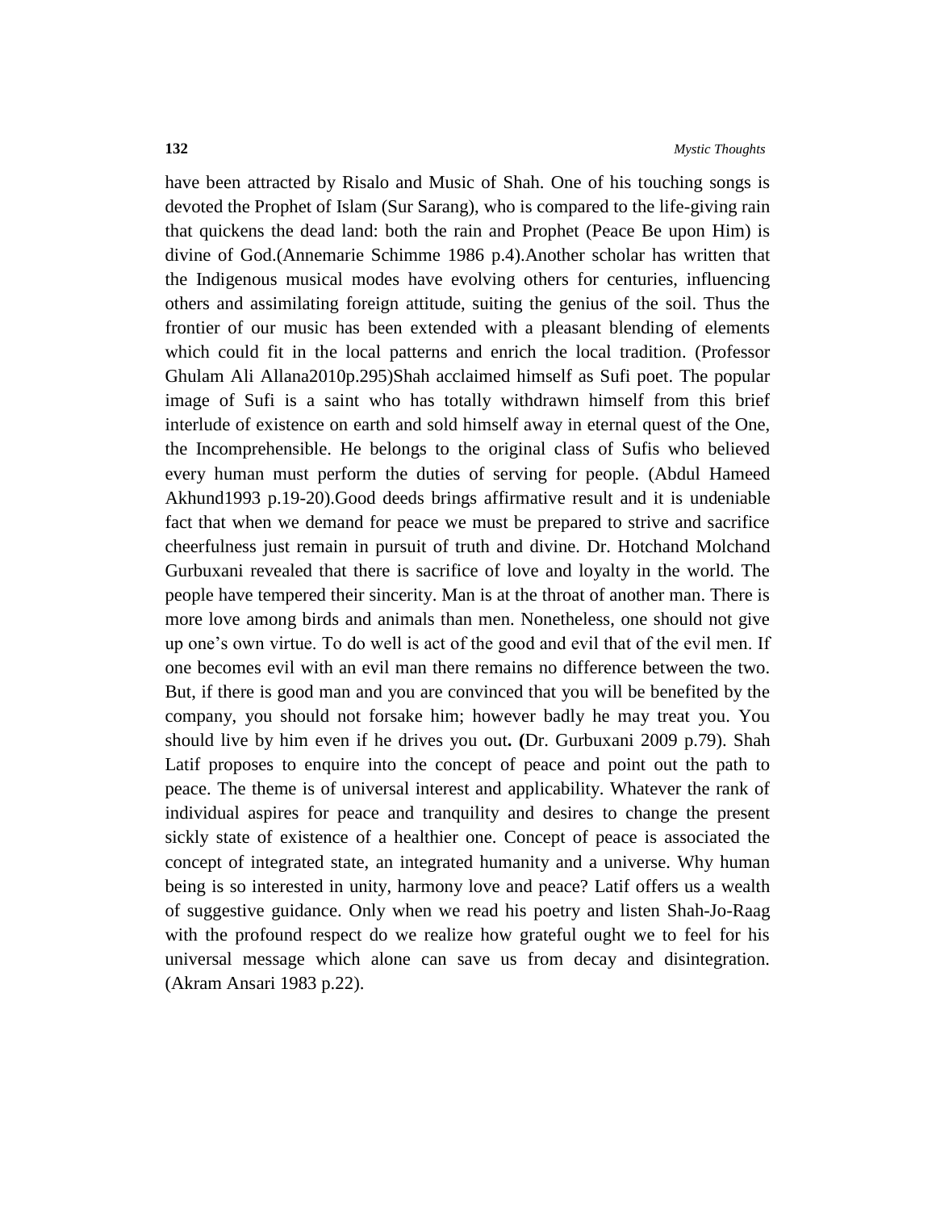have been attracted by Risalo and Music of Shah. One of his touching songs is devoted the Prophet of Islam (Sur Sarang), who is compared to the life-giving rain that quickens the dead land: both the rain and Prophet (Peace Be upon Him) is divine of God.(Annemarie Schimme 1986 p.4).Another scholar has written that the Indigenous musical modes have evolving others for centuries, influencing others and assimilating foreign attitude, suiting the genius of the soil. Thus the frontier of our music has been extended with a pleasant blending of elements which could fit in the local patterns and enrich the local tradition. (Professor Ghulam Ali Allana2010p.295)Shah acclaimed himself as Sufi poet. The popular image of Sufi is a saint who has totally withdrawn himself from this brief interlude of existence on earth and sold himself away in eternal quest of the One, the Incomprehensible. He belongs to the original class of Sufis who believed every human must perform the duties of serving for people. (Abdul Hameed Akhund1993 p.19-20).Good deeds brings affirmative result and it is undeniable fact that when we demand for peace we must be prepared to strive and sacrifice cheerfulness just remain in pursuit of truth and divine. Dr. Hotchand Molchand Gurbuxani revealed that there is sacrifice of love and loyalty in the world. The people have tempered their sincerity. Man is at the throat of another man. There is more love among birds and animals than men. Nonetheless, one should not give up one's own virtue. To do well is act of the good and evil that of the evil men. If one becomes evil with an evil man there remains no difference between the two. But, if there is good man and you are convinced that you will be benefited by the company, you should not forsake him; however badly he may treat you. You should live by him even if he drives you out**. (**Dr. Gurbuxani 2009 p.79). Shah Latif proposes to enquire into the concept of peace and point out the path to peace. The theme is of universal interest and applicability. Whatever the rank of individual aspires for peace and tranquility and desires to change the present sickly state of existence of a healthier one. Concept of peace is associated the concept of integrated state, an integrated humanity and a universe. Why human being is so interested in unity, harmony love and peace? Latif offers us a wealth of suggestive guidance. Only when we read his poetry and listen Shah-Jo-Raag with the profound respect do we realize how grateful ought we to feel for his universal message which alone can save us from decay and disintegration. (Akram Ansari 1983 p.22).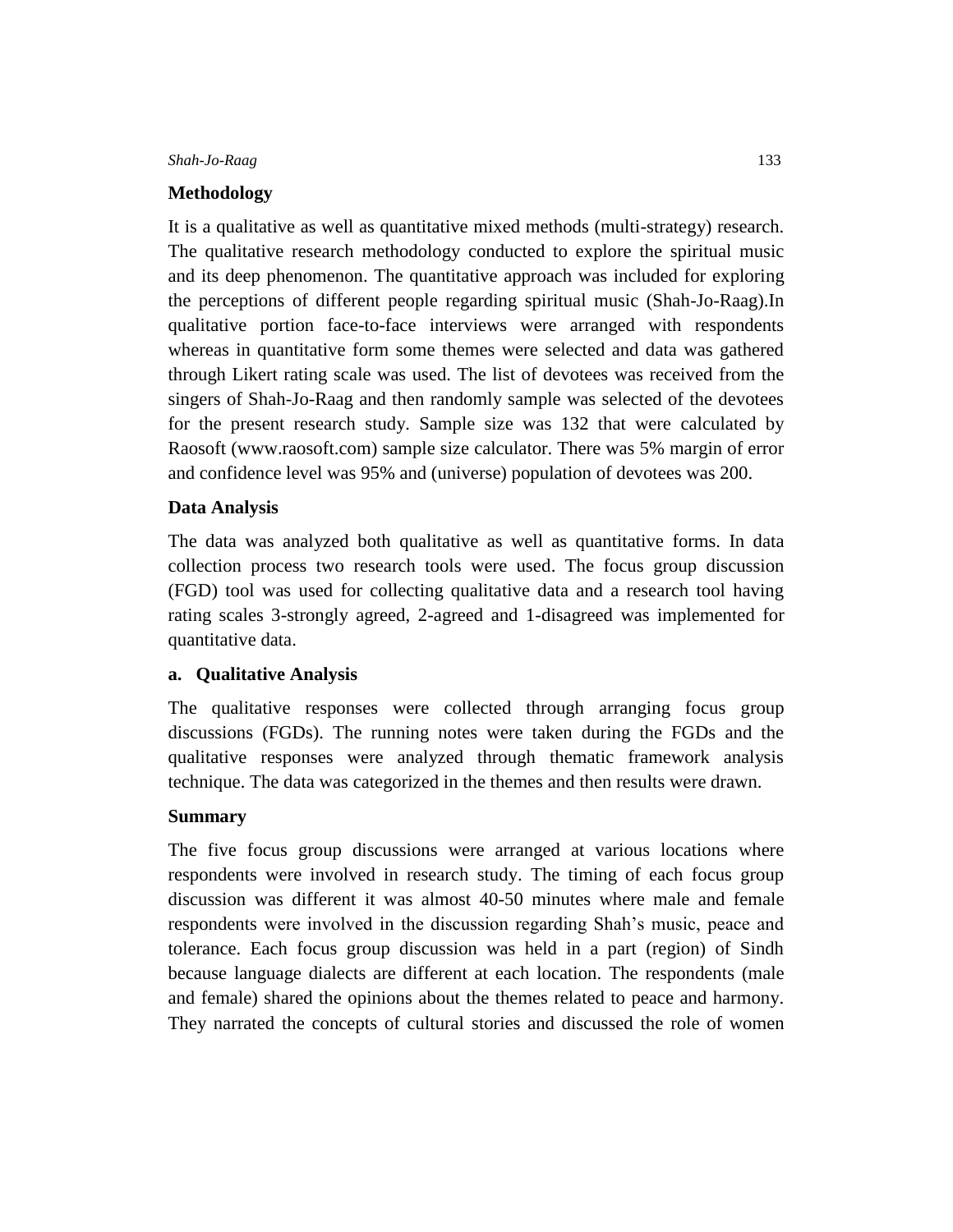## Methodology

It is a qualitative as well as quantitative mixed methods (multi-strategy) research. The qualitative research methodology conducted to explore the spiritual music and its deep phenomenon. The quantitative approach was included for exploring the perceptions of different people regarding spiritual music (Shah-Jo-Raag).In qualitative portion face-to-face interviews were arranged with respondents whereas in quantitative form some themes were selected and data was gathered through Likert rating scale was used. The list of devotees was received from the singers of Shah-Jo-Raag and then randomly sample was selected of the devotees for the present research study. Sample size was 132 that were calculated by Raosoft (www.raosoft.com) sample size calculator. There was 5% margin of error and confidence level was 95% and (universe) population of devotees was 200.

## Data Analysis

The data was analyzed both qualitative as well as quantitative forms. In data collection process two research tools were used. The focus group discussion (FGD) tool was used for collecting qualitative data and a research tool having rating scales 3-strongly agreed, 2-agreed and 1-disagreed was implemented for quantitative data.

### a. Qualitative Analysis

The qualitative responses were collected through arranging focus group discussions (FGDs). The running notes were taken during the FGDs and the qualitative responses were analyzed through thematic framework analysis technique. The data was categorized in the themes and then results were drawn.

### Summary

The five focus group discussions were arranged at various locations where respondents were involved in research study. The timing of each focus group discussion was different it was almost 40-50 minutes where male and female respondents were involved in the discussion regarding Shah's music, peace and tolerance. Each focus group discussion was held in a part (region) of Sindh because language dialects are different at each location. The respondents (male and female) shared the opinions about the themes related to peace and harmony. They narrated the concepts of cultural stories and discussed the role of women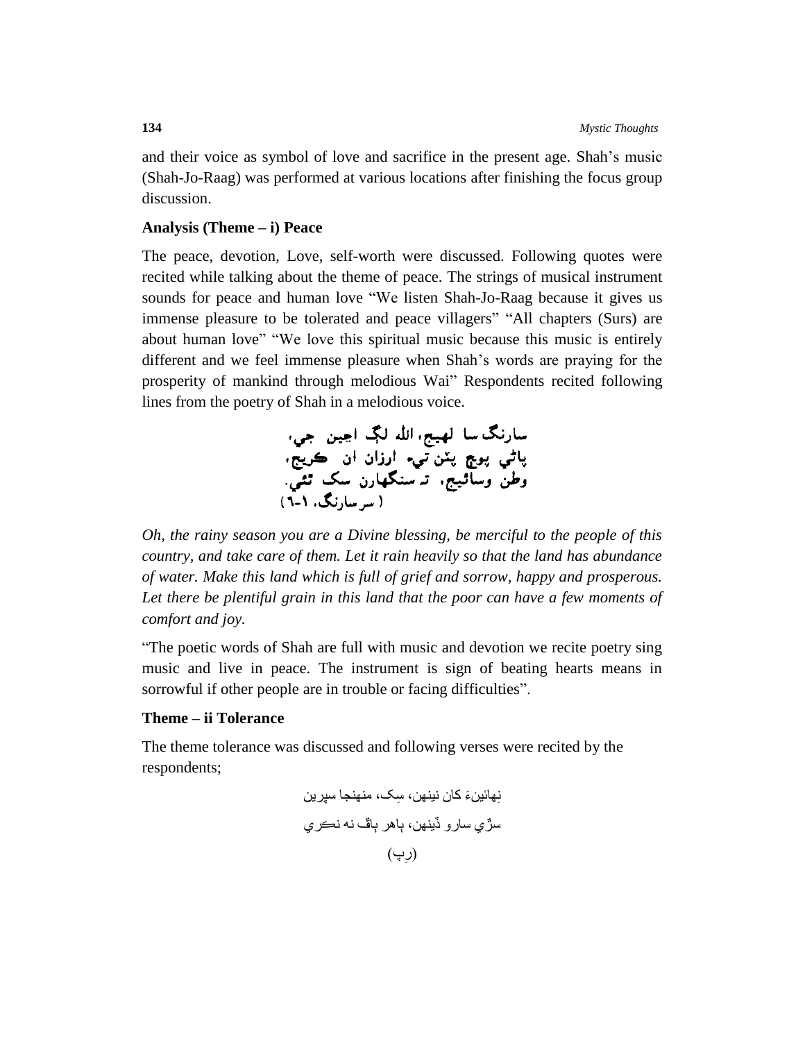and their voice as symbol of love and sacrifice in the present age. Shah's music (Shah-Jo-Raag) was performed at various locations after finishing the focus group discussion.

**Analysis (Theme – i) Peace**

The peace, devotion, Love, self-worth were discussed. Following quotes were recited while talking about the theme of peace. The strings of musical instrument sounds for peace and human love "We listen Shah-Jo-Raag because it gives us immense pleasure to be tolerated and peace villagers" "All chapters (Surs) are about human love" "We love this spiritual music because this music is entirely different and we feel immense pleasure when Shah's words are praying for the prosperity of mankind through melodious Wai" Respondents recited following lines from the poetry of Shah in a melodious voice.

سارنگ سا لهيج، الله لڳ اچين جي،
پاڻي پوچ پٽن تي، ارزان ان ڪريج،
وطن وسائيج، تہ سنگهارن سک ٿئي.
(سر سارنگ، ١-٦)

*Oh, the rainy season you are a Divine blessing, be merciful to the people of this country, and take care of them. Let it rain heavily so that the land has abundance of water. Make this land which is full of grief and sorrow, happy and prosperous. Let there be plentiful grain in this land that the poor can have a few moments of comfort and joy.*

"The poetic words of Shah are full with music and devotion we recite poetry sing music and live in peace. The instrument is sign of beating hearts means in sorrowful if other people are in trouble or facing difficulties".

**Theme – ii Tolerance**

The theme tolerance was discussed and following verses were recited by the respondents;

نِهائينءَ کان نينهن، سِک، منهنجا سپرين
سڙي سارو ڏينهن، ٻاهر ٻاڦ نہ نڪري
(رِپ)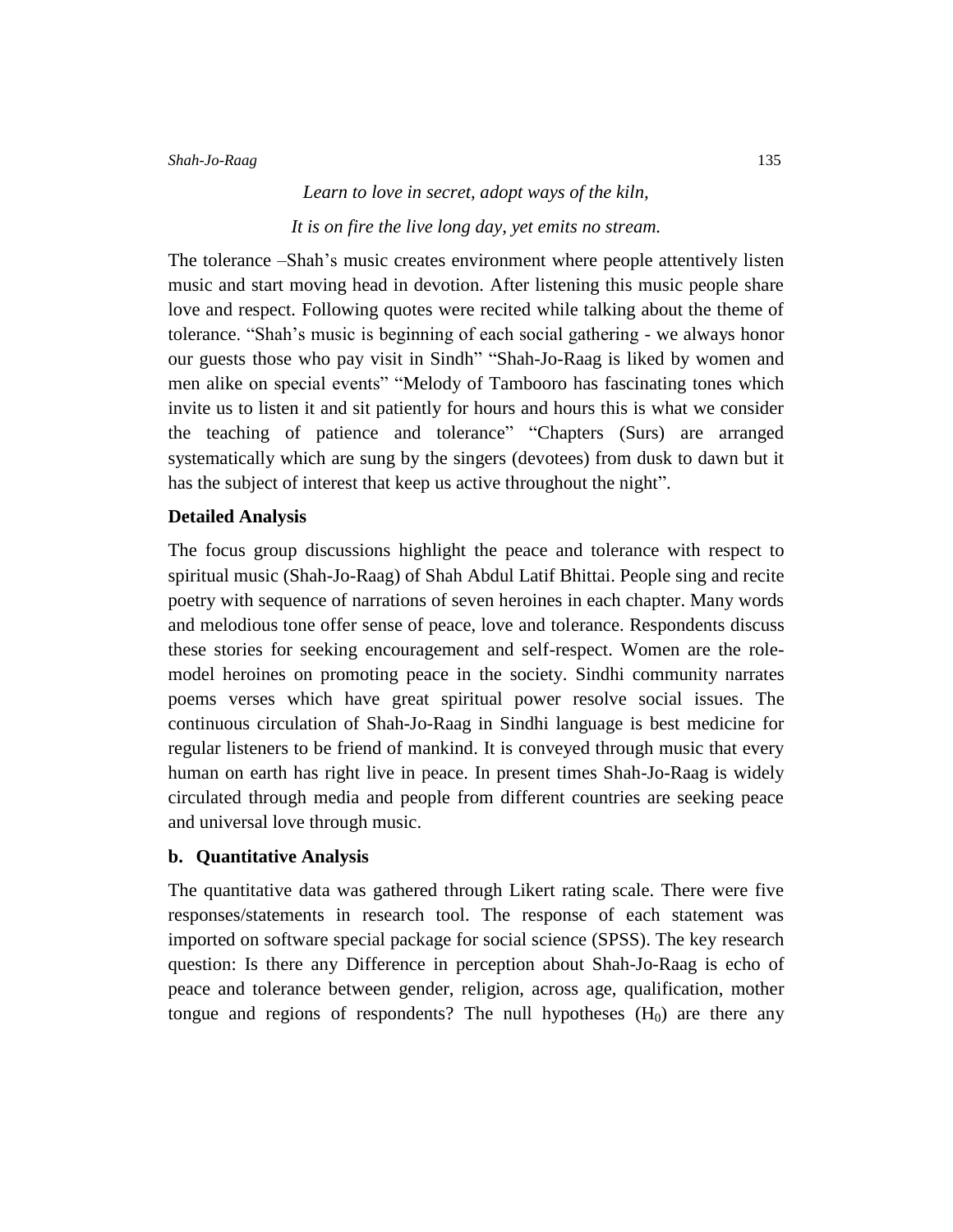*Learn to love in secret, adopt ways of the kiln,*

*It is on fire the live long day, yet emits no stream.*

The tolerance –Shah's music creates environment where people attentively listen music and start moving head in devotion. After listening this music people share love and respect. Following quotes were recited while talking about the theme of tolerance. "Shah's music is beginning of each social gathering - we always honor our guests those who pay visit in Sindh" "Shah-Jo-Raag is liked by women and men alike on special events" "Melody of Tambooro has fascinating tones which invite us to listen it and sit patiently for hours and hours this is what we consider the teaching of patience and tolerance" "Chapters (Surs) are arranged systematically which are sung by the singers (devotees) from dusk to dawn but it has the subject of interest that keep us active throughout the night".

### Detailed Analysis

The focus group discussions highlight the peace and tolerance with respect to spiritual music (Shah-Jo-Raag) of Shah Abdul Latif Bhittai. People sing and recite poetry with sequence of narrations of seven heroines in each chapter. Many words and melodious tone offer sense of peace, love and tolerance. Respondents discuss these stories for seeking encouragement and self-respect. Women are the role-model heroines on promoting peace in the society. Sindhi community narrates poems verses which have great spiritual power resolve social issues. The continuous circulation of Shah-Jo-Raag in Sindhi language is best medicine for regular listeners to be friend of mankind. It is conveyed through music that every human on earth has right live in peace. In present times Shah-Jo-Raag is widely circulated through media and people from different countries are seeking peace and universal love through music.

### b. Quantitative Analysis

The quantitative data was gathered through Likert rating scale. There were five responses/statements in research tool. The response of each statement was imported on software special package for social science (SPSS). The key research question: Is there any Difference in perception about Shah-Jo-Raag is echo of peace and tolerance between gender, religion, across age, qualification, mother tongue and regions of respondents? The null hypotheses ($H_0$) are there any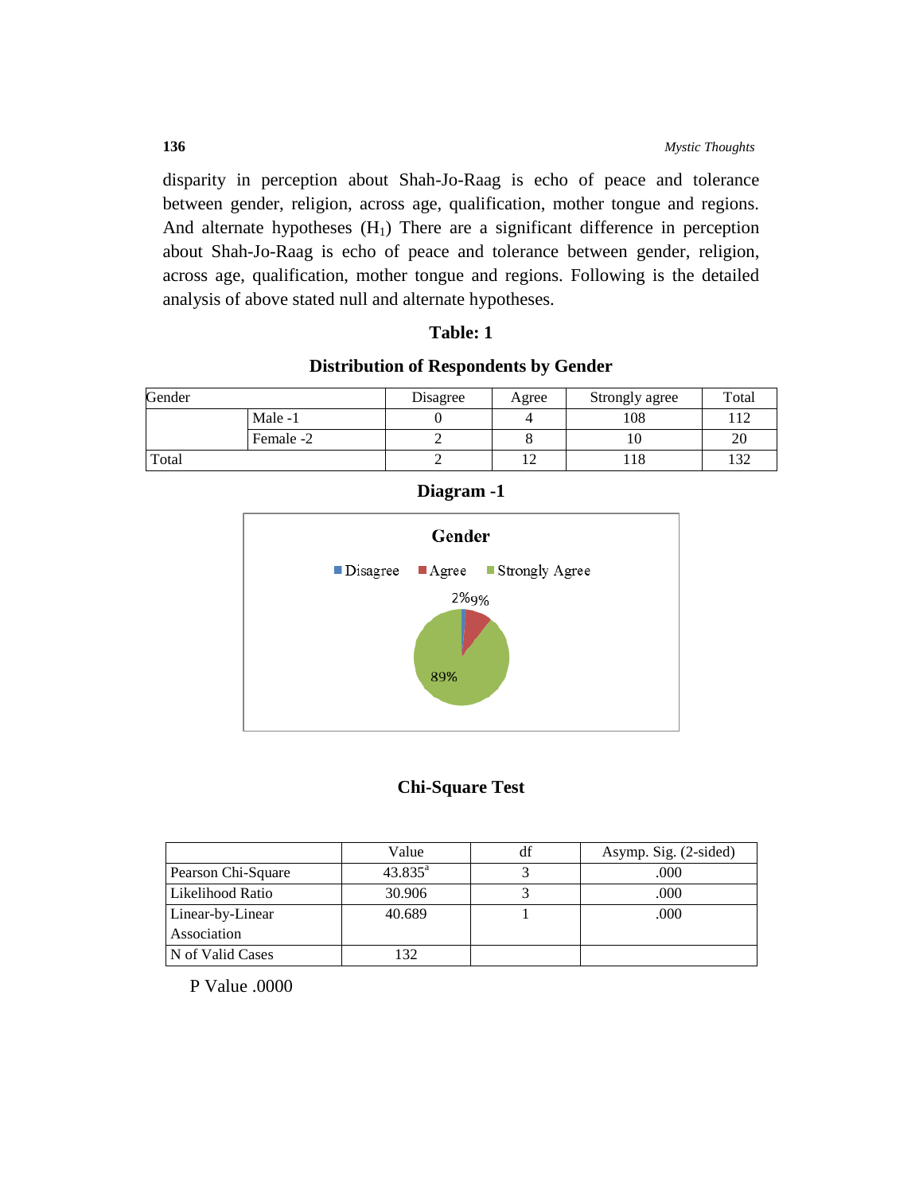disparity in perception about Shah-Jo-Raag is echo of peace and tolerance between gender, religion, across age, qualification, mother tongue and regions. And alternate hypotheses ($H_1$) There are a significant difference in perception about Shah-Jo-Raag is echo of peace and tolerance between gender, religion, across age, qualification, mother tongue and regions. Following is the detailed analysis of above stated null and alternate hypotheses.

**Table: 1**

**Distribution of Respondents by Gender**

| Gender | | Disagree | Agree | Strongly agree | Total |
|---|---|---|---|---|---|
| | Male -1 | 0 | 4 | 108 | 112 |
| | Female -2 | 2 | 8 | 10 | 20 |
| Total | | 2 | 12 | 118 | 132 |

**Diagram -1**

Gender

■ Disagree ■ Agree ■ Strongly Agree

2% 9%

89%

**Chi-Square Test**

| | Value | df | Asymp. Sig. (2-sided) |
|---|---|---|---|
| Pearson Chi-Square | 43.835[a] | 3 | .000 |
| Likelihood Ratio | 30.906 | 3 | .000 |
| Linear-by-Linear Association | 40.689 | 1 | .000 |
| N of Valid Cases | 132 | | |

P Value .0000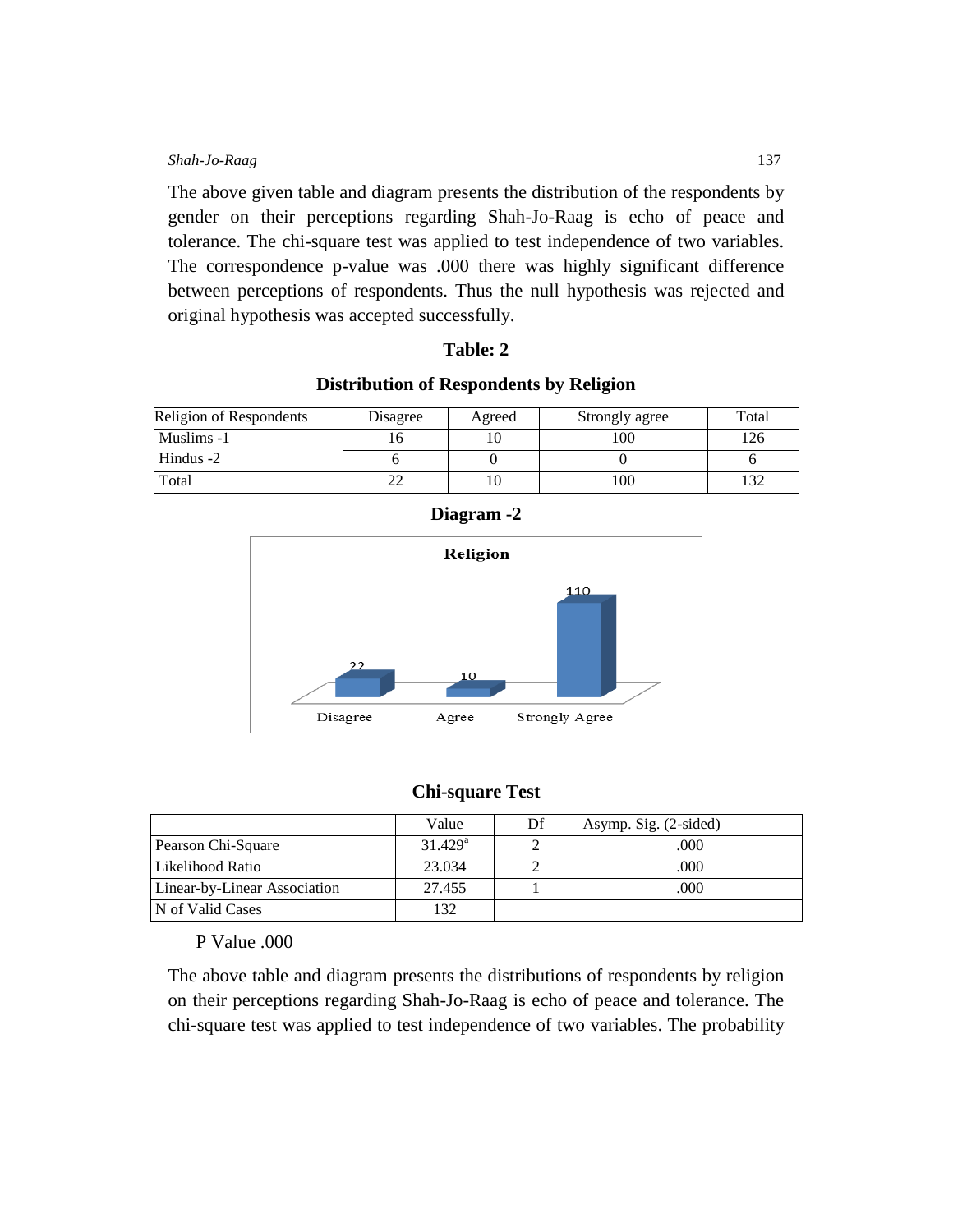The above given table and diagram presents the distribution of the respondents by gender on their perceptions regarding Shah-Jo-Raag is echo of peace and tolerance. The chi-square test was applied to test independence of two variables. The correspondence p-value was .000 there was highly significant difference between perceptions of respondents. Thus the null hypothesis was rejected and original hypothesis was accepted successfully.

**Table: 2**

**Distribution of Respondents by Religion**

| Religion of Respondents | Disagree | Agreed | Strongly agree | Total |
|---|---|---|---|---|
| Muslims -1 | 16 | 10 | 100 | 126 |
| Hindus -2 | 6 | 0 | 0 | 6 |
| Total | 22 | 10 | 100 | 132 |

**Diagram -2**

**Religion**

| | Disagree | Agree | Strongly Agree |
|---|---|---|---|
| Religion | 22 | 10 | 110 |

**Chi-square Test**

| | Value | Df | Asymp. Sig. (2-sided) |
|---|---|---|---|
| Pearson Chi-Square | 31.429[a] | 2 | .000 |
| Likelihood Ratio | 23.034 | 2 | .000 |
| Linear-by-Linear Association | 27.455 | 1 | .000 |
| N of Valid Cases | 132 | | |

P Value .000

The above table and diagram presents the distributions of respondents by religion on their perceptions regarding Shah-Jo-Raag is echo of peace and tolerance. The chi-square test was applied to test independence of two variables. The probability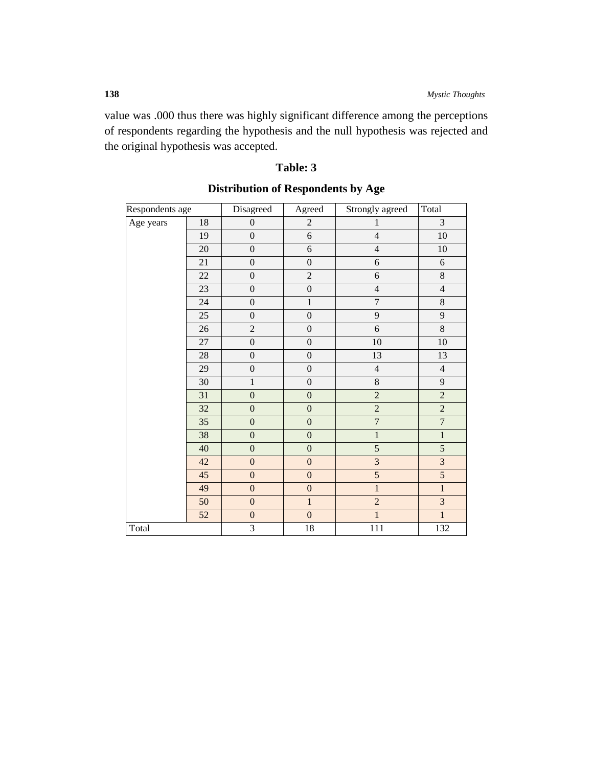value was .000 thus there was highly significant difference among the perceptions of respondents regarding the hypothesis and the null hypothesis was rejected and the original hypothesis was accepted.

**Table: 3**

**Distribution of Respondents by Age**

| Respondents age | | Disagreed | Agreed | Strongly agreed | Total |
|---|---|---|---|---|---|
| Age years | 18 | 0 | 2 | 1 | 3 |
| | 19 | 0 | 6 | 4 | 10 |
| | 20 | 0 | 6 | 4 | 10 |
| | 21 | 0 | 0 | 6 | 6 |
| | 22 | 0 | 2 | 6 | 8 |
| | 23 | 0 | 0 | 4 | 4 |
| | 24 | 0 | 1 | 7 | 8 |
| | 25 | 0 | 0 | 9 | 9 |
| | 26 | 2 | 0 | 6 | 8 |
| | 27 | 0 | 0 | 10 | 10 |
| | 28 | 0 | 0 | 13 | 13 |
| | 29 | 0 | 0 | 4 | 4 |
| | 30 | 1 | 0 | 8 | 9 |
| | 31 | 0 | 0 | 2 | 2 |
| | 32 | 0 | 0 | 2 | 2 |
| | 35 | 0 | 0 | 7 | 7 |
| | 38 | 0 | 0 | 1 | 1 |
| | 40 | 0 | 0 | 5 | 5 |
| | 42 | 0 | 0 | 3 | 3 |
| | 45 | 0 | 0 | 5 | 5 |
| | 49 | 0 | 0 | 1 | 1 |
| | 50 | 0 | 1 | 2 | 3 |
| | 52 | 0 | 0 | 1 | 1 |
| Total | | 3 | 18 | 111 | 132 |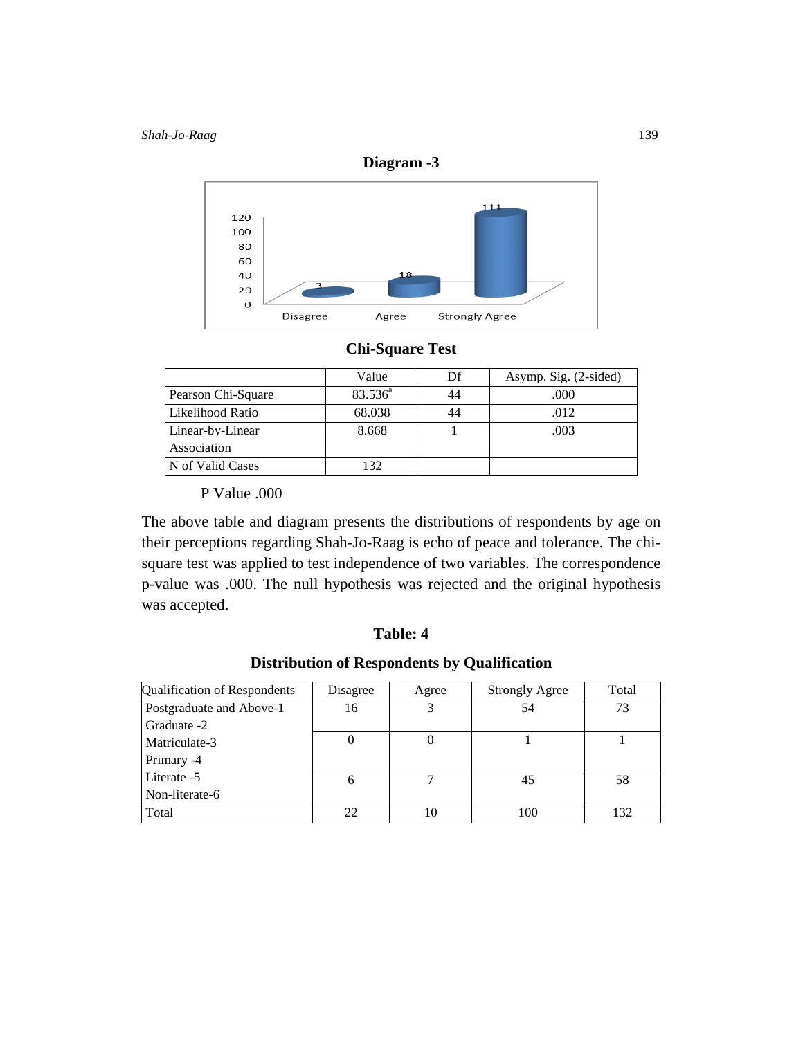**Diagram -3**

**Chi-Square Test**

| | Value | Df | Asymp. Sig. (2-sided) |
|---|---|---|---|
| Pearson Chi-Square | 83.536[a] | 44 | .000 |
| Likelihood Ratio | 68.038 | 44 | .012 |
| Linear-by-Linear Association | 8.668 | 1 | .003 |
| N of Valid Cases | 132 | | |

P Value .000

The above table and diagram presents the distributions of respondents by age on their perceptions regarding Shah-Jo-Raag is echo of peace and tolerance. The chi-square test was applied to test independence of two variables. The correspondence p-value was .000. The null hypothesis was rejected and the original hypothesis was accepted.

**Table: 4**

**Distribution of Respondents by Qualification**

| Qualification of Respondents | Disagree | Agree | Strongly Agree | Total |
|---|---|---|---|---|
| Postgraduate and Above-1 Graduate -2 | 16 | 3 | 54 | 73 |
| Matriculate-3 Primary -4 | 0 | 0 | 1 | 1 |
| Literate -5 Non-literate-6 | 6 | 7 | 45 | 58 |
| Total | 22 | 10 | 100 | 132 |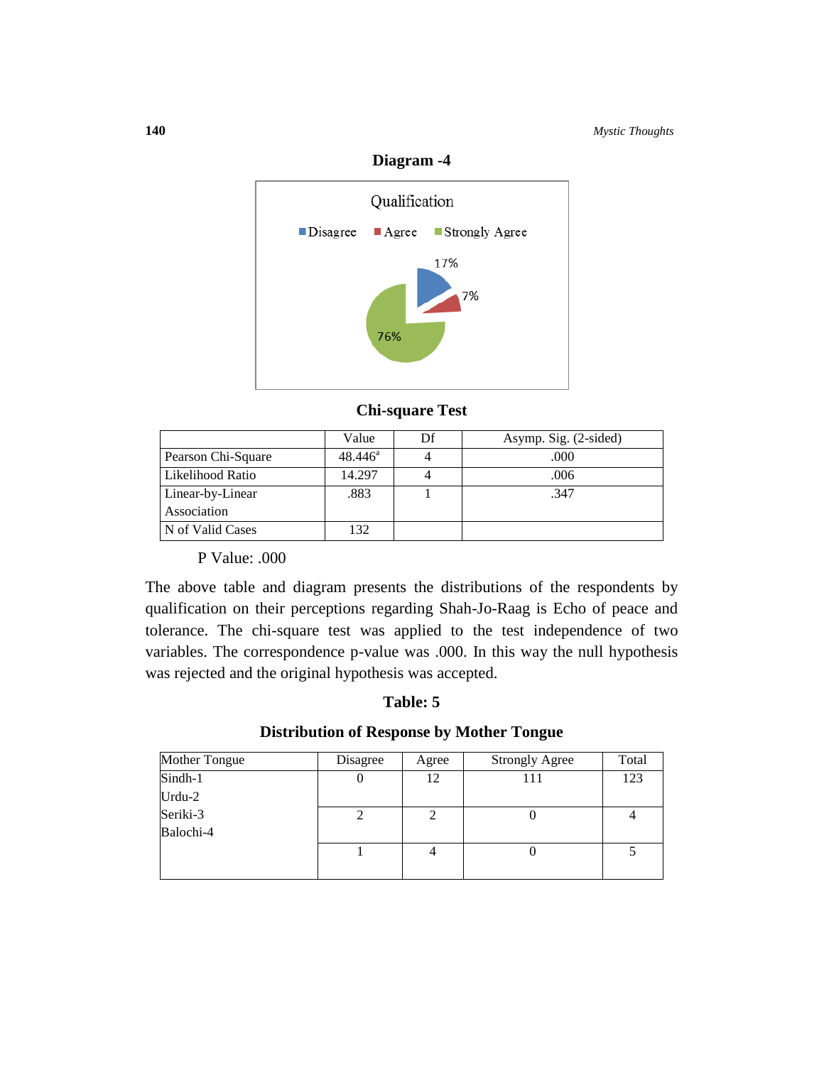**Diagram -4**

Qualification

■ Disagree ■ Agree ■ Strongly Agree

17%

7%

76%

**Chi-square Test**

| | Value | Df | Asymp. Sig. (2-sided) |
|---|---|---|---|
| Pearson Chi-Square | 48.446[a] | 4 | .000 |
| Likelihood Ratio | 14.297 | 4 | .006 |
| Linear-by-Linear Association | .883 | 1 | .347 |
| N of Valid Cases | 132 | | |

P Value: .000

The above table and diagram presents the distributions of the respondents by qualification on their perceptions regarding Shah-Jo-Raag is Echo of peace and tolerance. The chi-square test was applied to the test independence of two variables. The correspondence p-value was .000. In this way the null hypothesis was rejected and the original hypothesis was accepted.

**Table: 5**

**Distribution of Response by Mother Tongue**

| Mother Tongue | Disagree | Agree | Strongly Agree | Total |
|---|---|---|---|---|
| Sindh-1<br>Urdu-2 | 0 | 12 | 111 | 123 |
| Seriki-3<br>Balochi-4 | 2 | 2 | 0 | 4 |
| | 1 | 4 | 0 | 5 |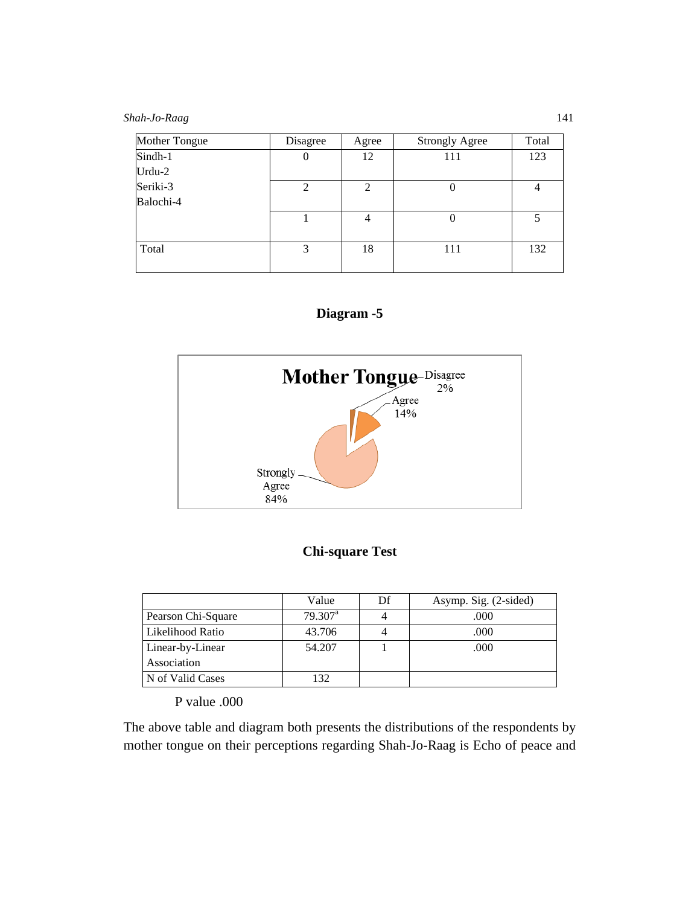| Mother Tongue | Disagree | Agree | Strongly Agree | Total |
|---|---|---|---|---|
| Sindh-1 Urdu-2 | 0 | 12 | 111 | 123 |
| Seriki-3 Balochi-4 | 2 | 2 | 0 | 4 |
| | 1 | 4 | 0 | 5 |
| Total | 3 | 18 | 111 | 132 |

**Diagram -5**

**Chi-square Test**

| | Value | Df | Asymp. Sig. (2-sided) |
|---|---|---|---|
| Pearson Chi-Square | 79.307[a] | 4 | .000 |
| Likelihood Ratio | 43.706 | 4 | .000 |
| Linear-by-Linear Association | 54.207 | 1 | .000 |
| N of Valid Cases | 132 | | |

P value .000

The above table and diagram both presents the distributions of the respondents by mother tongue on their perceptions regarding Shah-Jo-Raag is Echo of peace and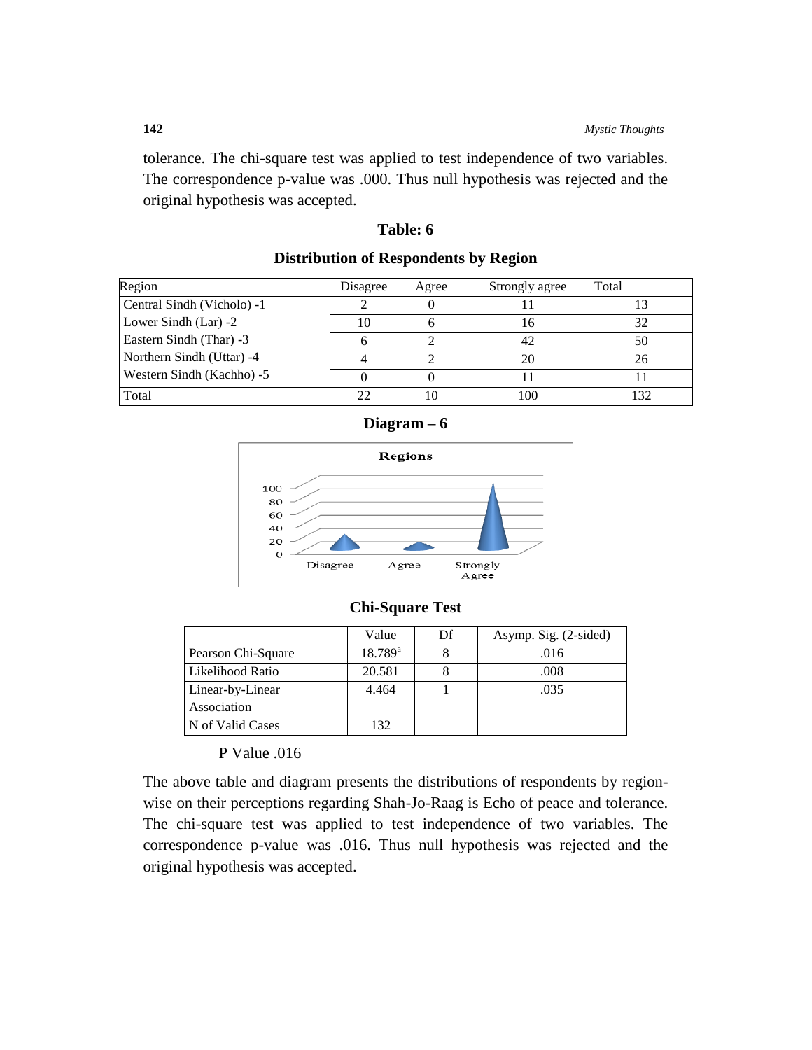tolerance. The chi-square test was applied to test independence of two variables. The correspondence p-value was .000. Thus null hypothesis was rejected and the original hypothesis was accepted.

### Table: 6

### Distribution of Respondents by Region

| Region | Disagree | Agree | Strongly agree | Total |
|---|---|---|---|---|
| Central Sindh (Vicholo) -1 | 2 | 0 | 11 | 13 |
| Lower Sindh (Lar) -2 | 10 | 6 | 16 | 32 |
| Eastern Sindh (Thar) -3 | 6 | 2 | 42 | 50 |
| Northern Sindh (Uttar) -4 | 4 | 2 | 20 | 26 |
| Western Sindh (Kachho) -5 | 0 | 0 | 11 | 11 |
| Total | 22 | 10 | 100 | 132 |

### Diagram – 6

Regions

100
80
60
40
20
0

Disagree Agree Strongly Agree

### Chi-Square Test

| | Value | Df | Asymp. Sig. (2-sided) |
|---|---|---|---|
| Pearson Chi-Square | 18.789[a] | 8 | .016 |
| Likelihood Ratio | 20.581 | 8 | .008 |
| Linear-by-Linear Association | 4.464 | 1 | .035 |
| N of Valid Cases | 132 | | |

P Value .016

The above table and diagram presents the distributions of respondents by region-wise on their perceptions regarding Shah-Jo-Raag is Echo of peace and tolerance. The chi-square test was applied to test independence of two variables. The correspondence p-value was .016. Thus null hypothesis was rejected and the original hypothesis was accepted.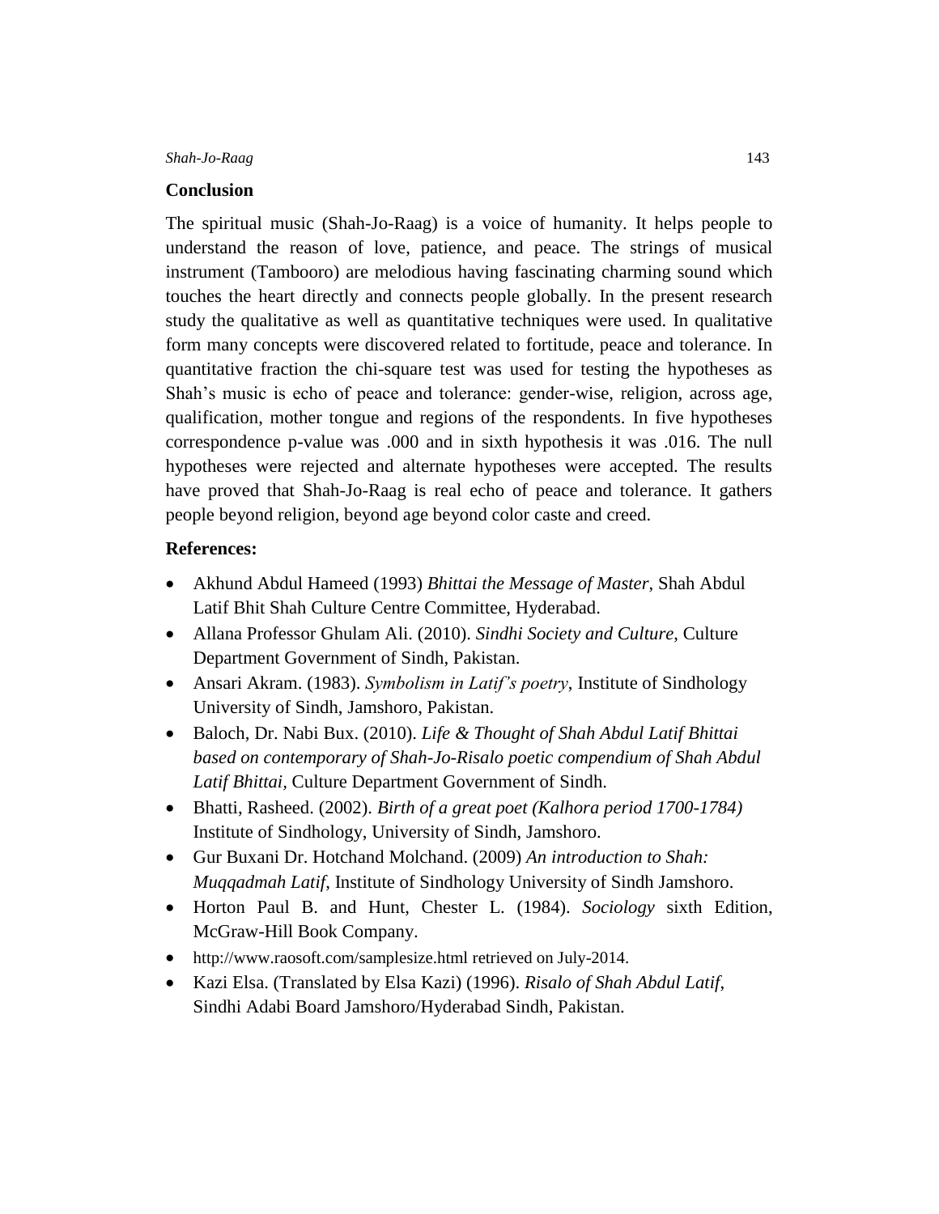## Conclusion

The spiritual music (Shah-Jo-Raag) is a voice of humanity. It helps people to understand the reason of love, patience, and peace. The strings of musical instrument (Tambooro) are melodious having fascinating charming sound which touches the heart directly and connects people globally. In the present research study the qualitative as well as quantitative techniques were used. In qualitative form many concepts were discovered related to fortitude, peace and tolerance. In quantitative fraction the chi-square test was used for testing the hypotheses as Shah's music is echo of peace and tolerance: gender-wise, religion, across age, qualification, mother tongue and regions of the respondents. In five hypotheses correspondence p-value was .000 and in sixth hypothesis it was .016. The null hypotheses were rejected and alternate hypotheses were accepted. The results have proved that Shah-Jo-Raag is real echo of peace and tolerance. It gathers people beyond religion, beyond age beyond color caste and creed.

## References:

- Akhund Abdul Hameed (1993) *Bhittai the Message of Master*, Shah Abdul Latif Bhit Shah Culture Centre Committee, Hyderabad.
- Allana Professor Ghulam Ali. (2010). *Sindhi Society and Culture*, Culture Department Government of Sindh, Pakistan.
- Ansari Akram. (1983). *Symbolism in Latif's poetry*, Institute of Sindhology University of Sindh, Jamshoro, Pakistan.
- Baloch, Dr. Nabi Bux. (2010). *Life & Thought of Shah Abdul Latif Bhittai based on contemporary of Shah-Jo-Risalo poetic compendium of Shah Abdul Latif Bhittai*, Culture Department Government of Sindh.
- Bhatti, Rasheed. (2002). *Birth of a great poet (Kalhora period 1700-1784)* Institute of Sindhology, University of Sindh, Jamshoro.
- Gur Buxani Dr. Hotchand Molchand. (2009) *An introduction to Shah: Muqqadmah Latif*, Institute of Sindhology University of Sindh Jamshoro.
- Horton Paul B. and Hunt, Chester L. (1984). *Sociology* sixth Edition, McGraw-Hill Book Company.
- http://www.raosoft.com/samplesize.html retrieved on July-2014.
- Kazi Elsa. (Translated by Elsa Kazi) (1996). *Risalo of Shah Abdul Latif*, Sindhi Adabi Board Jamshoro/Hyderabad Sindh, Pakistan.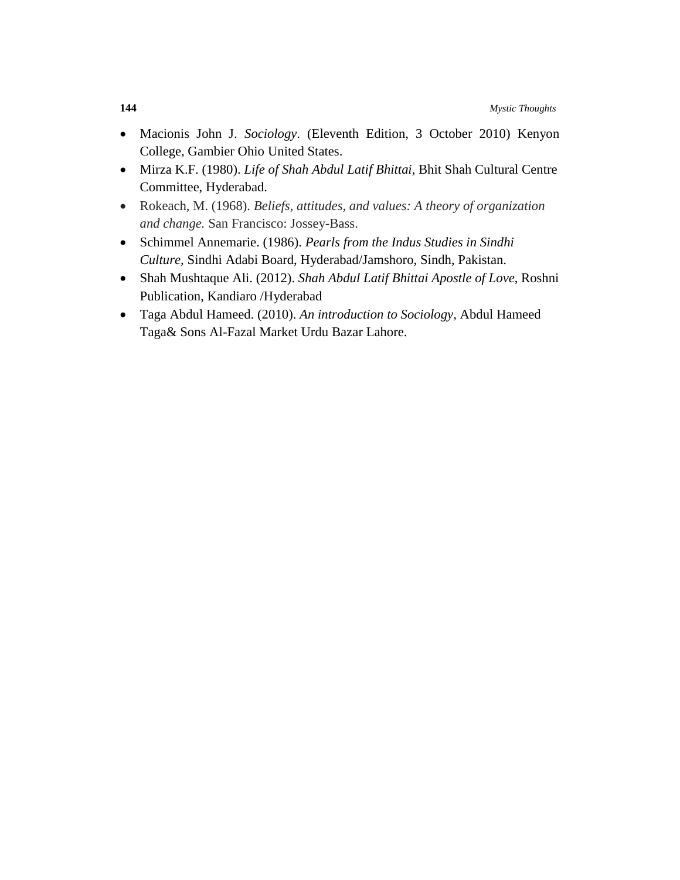- Macionis John J. *Sociology*. (Eleventh Edition, 3 October 2010) Kenyon College, Gambier Ohio United States.
- Mirza K.F. (1980). *Life of Shah Abdul Latif Bhittai*, Bhit Shah Cultural Centre Committee, Hyderabad.
- Rokeach, M. (1968). *Beliefs, attitudes, and values: A theory of organization and change.* San Francisco: Jossey-Bass.
- Schimmel Annemarie. (1986). *Pearls from the Indus Studies in Sindhi Culture*, Sindhi Adabi Board, Hyderabad/Jamshoro, Sindh, Pakistan.
- Shah Mushtaque Ali. (2012). *Shah Abdul Latif Bhittai Apostle of Love*, Roshni Publication, Kandiaro /Hyderabad
- Taga Abdul Hameed. (2010). *An introduction to Sociology*, Abdul Hameed Taga& Sons Al-Fazal Market Urdu Bazar Lahore.